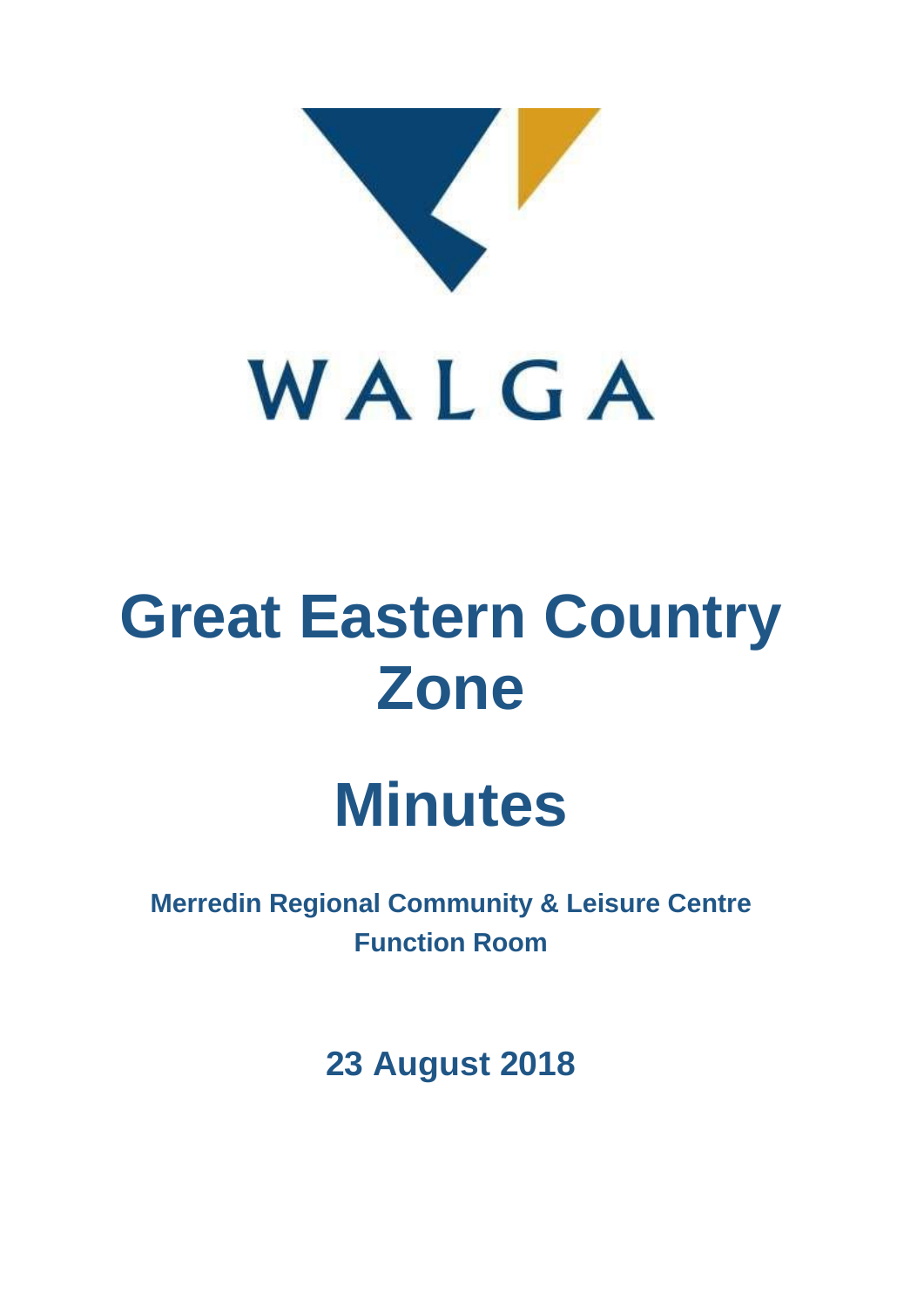WALGA

# Great Eastern Country Zone

# Minutes

**Merredin Regional Community & Leisure Centre Function Room**

**23 August 2018**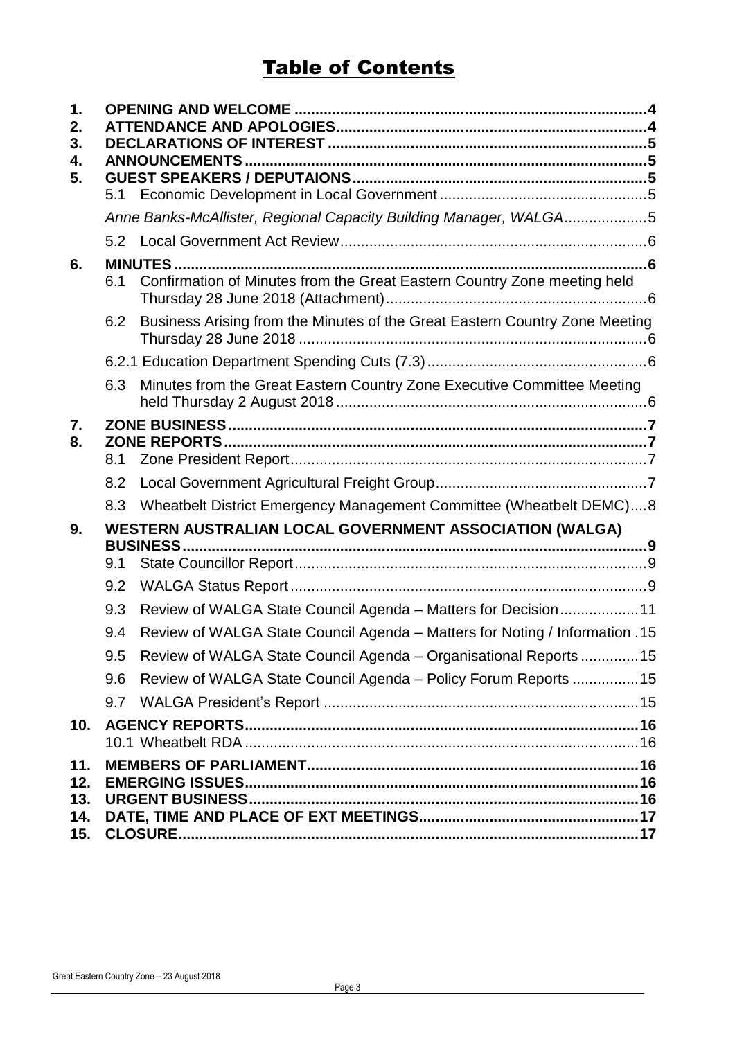# Table of Contents

1. **OPENING AND WELCOME** ....................................................................................4
2. **ATTENDANCE AND APOLOGIES**..........................................................................4
3. **DECLARATIONS OF INTEREST** ............................................................................5
4. **ANNOUNCEMENTS** ................................................................................................5
5. **GUEST SPEAKERS / DEPUTAIONS**.......................................................................5
   - 5.1 Economic Development in Local Government .................................................5
   - *Anne Banks-McAllister, Regional Capacity Building Manager, WALGA*....................5
   - 5.2 Local Government Act Review.........................................................................6
6. **MINUTES** .................................................................................................................6
   - 6.1 Confirmation of Minutes from the Great Eastern Country Zone meeting held Thursday 28 June 2018 (Attachment)..............................................................6
   - 6.2 Business Arising from the Minutes of the Great Eastern Country Zone Meeting Thursday 28 June 2018 ...................................................................................6
   - 6.2.1 Education Department Spending Cuts (7.3)....................................................6
   - 6.3 Minutes from the Great Eastern Country Zone Executive Committee Meeting held Thursday 2 August 2018 ..........................................................................6
7. **ZONE BUSINESS** ....................................................................................................7
8. **ZONE REPORTS** .....................................................................................................7
   - 8.1 Zone President Report.....................................................................................7
   - 8.2 Local Government Agricultural Freight Group..................................................7
   - 8.3 Wheatbelt District Emergency Management Committee (Wheatbelt DEMC)....8
9. **WESTERN AUSTRALIAN LOCAL GOVERNMENT ASSOCIATION (WALGA) BUSINESS**...............................................................................................................9
   - 9.1 State Councillor Report....................................................................................9
   - 9.2 WALGA Status Report .....................................................................................9
   - 9.3 Review of WALGA State Council Agenda – Matters for Decision..................11
   - 9.4 Review of WALGA State Council Agenda – Matters for Noting / Information .15
   - 9.5 Review of WALGA State Council Agenda – Organisational Reports .............15
   - 9.6 Review of WALGA State Council Agenda – Policy Forum Reports ................15
   - 9.7 WALGA President's Report ............................................................................15
10. **AGENCY REPORTS**..............................................................................................16
    - 10.1 Wheatbelt RDA ..............................................................................................16
11. **MEMBERS OF PARLIAMENT**...............................................................................16
12. **EMERGING ISSUES**..............................................................................................16
13. **URGENT BUSINESS**..............................................................................................16
14. **DATE, TIME AND PLACE OF EXT MEETINGS**.....................................................17
15. **CLOSURE**...............................................................................................................17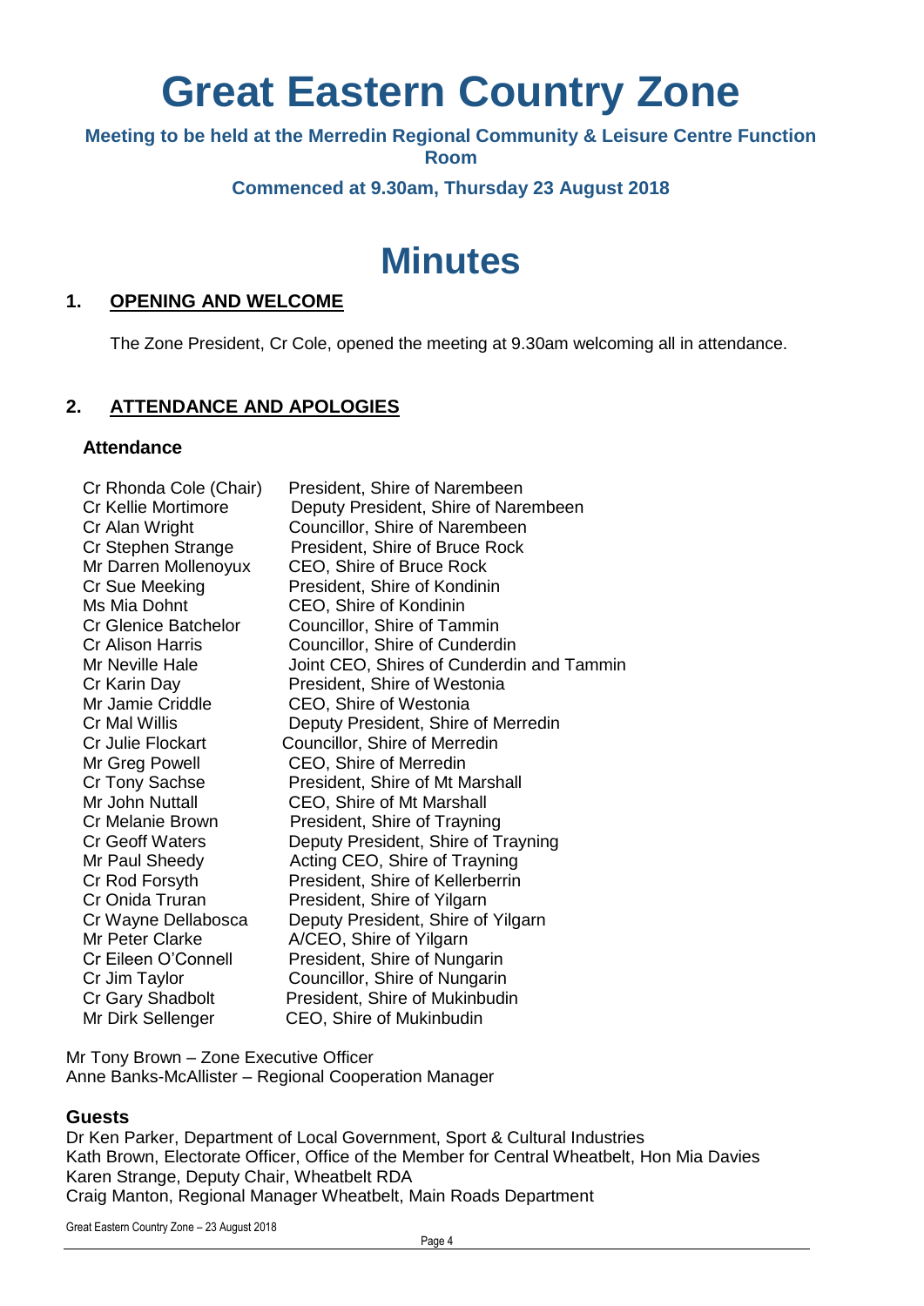# Great Eastern Country Zone

**Meeting to be held at the Merredin Regional Community & Leisure Centre Function Room**

**Commenced at 9.30am, Thursday 23 August 2018**

# Minutes

## 1. OPENING AND WELCOME

The Zone President, Cr Cole, opened the meeting at 9.30am welcoming all in attendance.

## 2. ATTENDANCE AND APOLOGIES

### Attendance

| | |
|---|---|
| Cr Rhonda Cole (Chair) | President, Shire of Narembeen |
| Cr Kellie Mortimore | Deputy President, Shire of Narembeen |
| Cr Alan Wright | Councillor, Shire of Narembeen |
| Cr Stephen Strange | President, Shire of Bruce Rock |
| Mr Darren Mollenoyux | CEO, Shire of Bruce Rock |
| Cr Sue Meeking | President, Shire of Kondinin |
| Ms Mia Dohnt | CEO, Shire of Kondinin |
| Cr Glenice Batchelor | Councillor, Shire of Tammin |
| Cr Alison Harris | Councillor, Shire of Cunderdin |
| Mr Neville Hale | Joint CEO, Shires of Cunderdin and Tammin |
| Cr Karin Day | President, Shire of Westonia |
| Mr Jamie Criddle | CEO, Shire of Westonia |
| Cr Mal Willis | Deputy President, Shire of Merredin |
| Cr Julie Flockart | Councillor, Shire of Merredin |
| Mr Greg Powell | CEO, Shire of Merredin |
| Cr Tony Sachse | President, Shire of Mt Marshall |
| Mr John Nuttall | CEO, Shire of Mt Marshall |
| Cr Melanie Brown | President, Shire of Trayning |
| Cr Geoff Waters | Deputy President, Shire of Trayning |
| Mr Paul Sheedy | Acting CEO, Shire of Trayning |
| Cr Rod Forsyth | President, Shire of Kellerberrin |
| Cr Onida Truran | President, Shire of Yilgarn |
| Cr Wayne Dellabosca | Deputy President, Shire of Yilgarn |
| Mr Peter Clarke | A/CEO, Shire of Yilgarn |
| Cr Eileen O'Connell | President, Shire of Nungarin |
| Cr Jim Taylor | Councillor, Shire of Nungarin |
| Cr Gary Shadbolt | President, Shire of Mukinbudin |
| Mr Dirk Sellenger | CEO, Shire of Mukinbudin |

Mr Tony Brown – Zone Executive Officer
Anne Banks-McAllister – Regional Cooperation Manager

### Guests

Dr Ken Parker, Department of Local Government, Sport & Cultural Industries
Kath Brown, Electorate Officer, Office of the Member for Central Wheatbelt, Hon Mia Davies
Karen Strange, Deputy Chair, Wheatbelt RDA
Craig Manton, Regional Manager Wheatbelt, Main Roads Department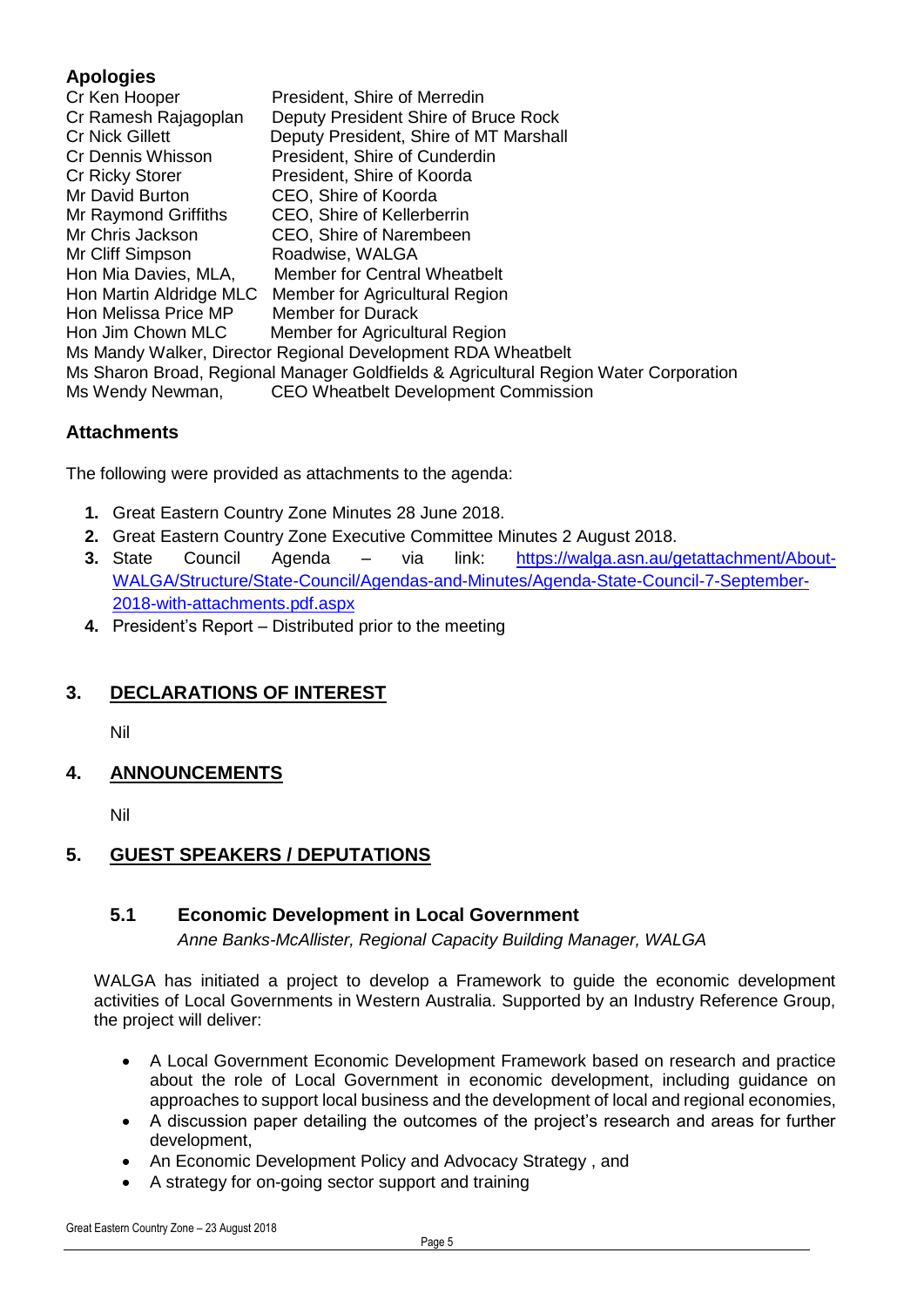### Apologies

Cr Ken Hooper — President, Shire of Merredin
Cr Ramesh Rajagoplan — Deputy President Shire of Bruce Rock
Cr Nick Gillett — Deputy President, Shire of MT Marshall
Cr Dennis Whisson — President, Shire of Cunderdin
Cr Ricky Storer — President, Shire of Koorda
Mr David Burton — CEO, Shire of Koorda
Mr Raymond Griffiths — CEO, Shire of Kellerberrin
Mr Chris Jackson — CEO, Shire of Narembeen
Mr Cliff Simpson — Roadwise, WALGA
Hon Mia Davies, MLA, — Member for Central Wheatbelt
Hon Martin Aldridge MLC — Member for Agricultural Region
Hon Melissa Price MP — Member for Durack
Hon Jim Chown MLC — Member for Agricultural Region
Ms Mandy Walker, Director Regional Development RDA Wheatbelt
Ms Sharon Broad, Regional Manager Goldfields & Agricultural Region Water Corporation
Ms Wendy Newman, — CEO Wheatbelt Development Commission

### Attachments

The following were provided as attachments to the agenda:

1. Great Eastern Country Zone Minutes 28 June 2018.
2. Great Eastern Country Zone Executive Committee Minutes 2 August 2018.
3. State Council Agenda – via link: https://walga.asn.au/getattachment/About-WALGA/Structure/State-Council/Agendas-and-Minutes/Agenda-State-Council-7-September-2018-with-attachments.pdf.aspx
4. President's Report – Distributed prior to the meeting

## 3. DECLARATIONS OF INTEREST

Nil

## 4. ANNOUNCEMENTS

Nil

## 5. GUEST SPEAKERS / DEPUTATIONS

### 5.1 Economic Development in Local Government

*Anne Banks-McAllister, Regional Capacity Building Manager, WALGA*

WALGA has initiated a project to develop a Framework to guide the economic development activities of Local Governments in Western Australia. Supported by an Industry Reference Group, the project will deliver:

- A Local Government Economic Development Framework based on research and practice about the role of Local Government in economic development, including guidance on approaches to support local business and the development of local and regional economies,
- A discussion paper detailing the outcomes of the project's research and areas for further development,
- An Economic Development Policy and Advocacy Strategy , and
- A strategy for on-going sector support and training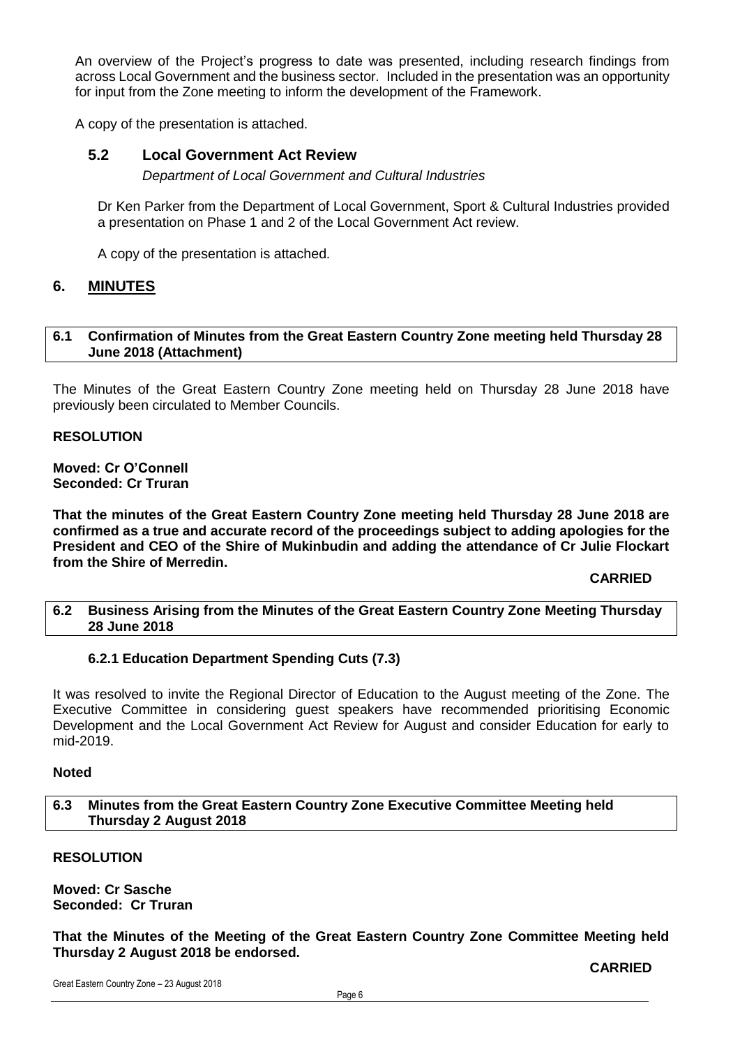An overview of the Project's progress to date was presented, including research findings from across Local Government and the business sector. Included in the presentation was an opportunity for input from the Zone meeting to inform the development of the Framework.

A copy of the presentation is attached.

### 5.2 Local Government Act Review

*Department of Local Government and Cultural Industries*

Dr Ken Parker from the Department of Local Government, Sport & Cultural Industries provided a presentation on Phase 1 and 2 of the Local Government Act review.

A copy of the presentation is attached.

## 6. MINUTES

**6.1 Confirmation of Minutes from the Great Eastern Country Zone meeting held Thursday 28 June 2018 (Attachment)**

The Minutes of the Great Eastern Country Zone meeting held on Thursday 28 June 2018 have previously been circulated to Member Councils.

**RESOLUTION**

**Moved: Cr O'Connell**
**Seconded: Cr Truran**

**That the minutes of the Great Eastern Country Zone meeting held Thursday 28 June 2018 are confirmed as a true and accurate record of the proceedings subject to adding apologies for the President and CEO of the Shire of Mukinbudin and adding the attendance of Cr Julie Flockart from the Shire of Merredin.**

**CARRIED**

**6.2 Business Arising from the Minutes of the Great Eastern Country Zone Meeting Thursday 28 June 2018**

### 6.2.1 Education Department Spending Cuts (7.3)

It was resolved to invite the Regional Director of Education to the August meeting of the Zone. The Executive Committee in considering guest speakers have recommended prioritising Economic Development and the Local Government Act Review for August and consider Education for early to mid-2019.

**Noted**

**6.3 Minutes from the Great Eastern Country Zone Executive Committee Meeting held Thursday 2 August 2018**

**RESOLUTION**

**Moved: Cr Sasche**
**Seconded: Cr Truran**

**That the Minutes of the Meeting of the Great Eastern Country Zone Committee Meeting held Thursday 2 August 2018 be endorsed.**

**CARRIED**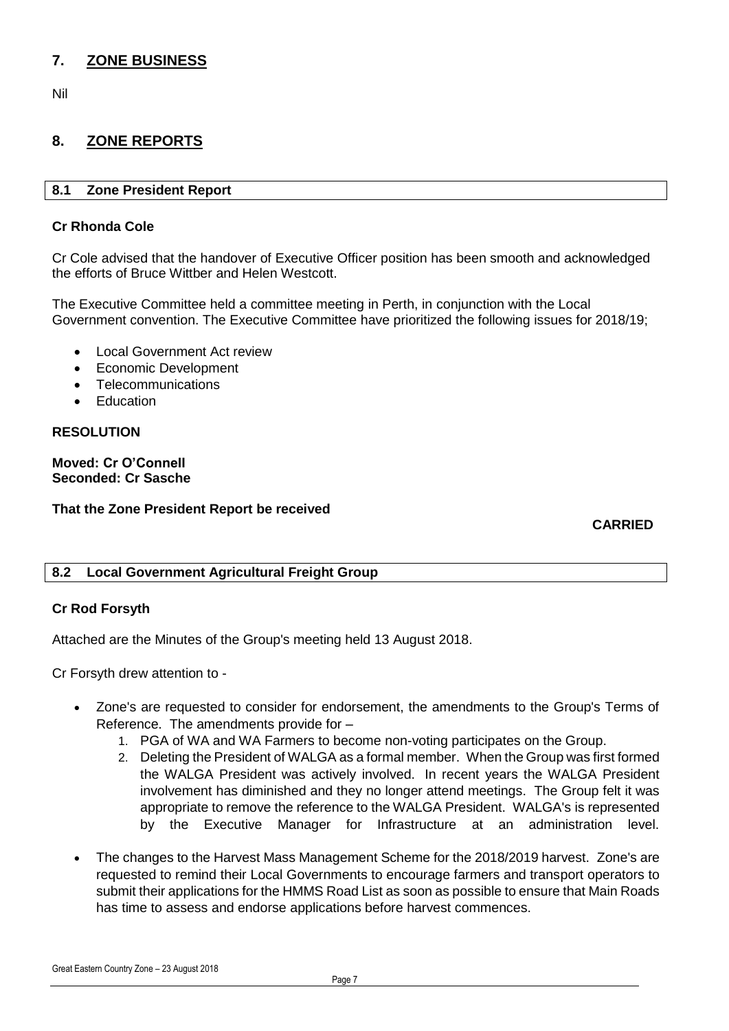## 7. ZONE BUSINESS

Nil

## 8. ZONE REPORTS

### 8.1 Zone President Report

**Cr Rhonda Cole**

Cr Cole advised that the handover of Executive Officer position has been smooth and acknowledged the efforts of Bruce Wittber and Helen Westcott.

The Executive Committee held a committee meeting in Perth, in conjunction with the Local Government convention. The Executive Committee have prioritized the following issues for 2018/19;

- Local Government Act review
- Economic Development
- Telecommunications
- Education

**RESOLUTION**

**Moved: Cr O'Connell**
**Seconded: Cr Sasche**

**That the Zone President Report be received**

**CARRIED**

### 8.2 Local Government Agricultural Freight Group

**Cr Rod Forsyth**

Attached are the Minutes of the Group's meeting held 13 August 2018.

Cr Forsyth drew attention to -

- Zone's are requested to consider for endorsement, the amendments to the Group's Terms of Reference. The amendments provide for –
  1. PGA of WA and WA Farmers to become non-voting participates on the Group.
  2. Deleting the President of WALGA as a formal member. When the Group was first formed the WALGA President was actively involved. In recent years the WALGA President involvement has diminished and they no longer attend meetings. The Group felt it was appropriate to remove the reference to the WALGA President. WALGA's is represented by the Executive Manager for Infrastructure at an administration level.
- The changes to the Harvest Mass Management Scheme for the 2018/2019 harvest. Zone's are requested to remind their Local Governments to encourage farmers and transport operators to submit their applications for the HMMS Road List as soon as possible to ensure that Main Roads has time to assess and endorse applications before harvest commences.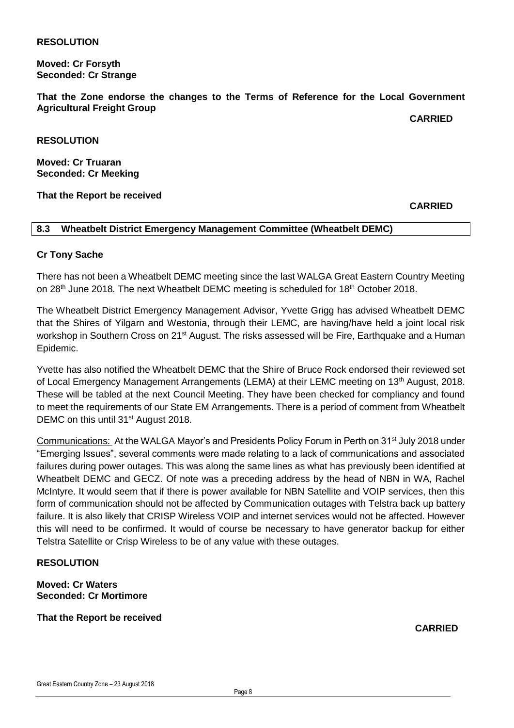**RESOLUTION**

**Moved: Cr Forsyth**
**Seconded: Cr Strange**

**That the Zone endorse the changes to the Terms of Reference for the Local Government Agricultural Freight Group**

**CARRIED**

**RESOLUTION**

**Moved: Cr Truaran**
**Seconded: Cr Meeking**

**That the Report be received**

**CARRIED**

## 8.3 Wheatbelt District Emergency Management Committee (Wheatbelt DEMC)

**Cr Tony Sache**

There has not been a Wheatbelt DEMC meeting since the last WALGA Great Eastern Country Meeting on 28th June 2018. The next Wheatbelt DEMC meeting is scheduled for 18th October 2018.

The Wheatbelt District Emergency Management Advisor, Yvette Grigg has advised Wheatbelt DEMC that the Shires of Yilgarn and Westonia, through their LEMC, are having/have held a joint local risk workshop in Southern Cross on 21st August. The risks assessed will be Fire, Earthquake and a Human Epidemic.

Yvette has also notified the Wheatbelt DEMC that the Shire of Bruce Rock endorsed their reviewed set of Local Emergency Management Arrangements (LEMA) at their LEMC meeting on 13th August, 2018. These will be tabled at the next Council Meeting. They have been checked for compliancy and found to meet the requirements of our State EM Arrangements. There is a period of comment from Wheatbelt DEMC on this until 31st August 2018.

Communications: At the WALGA Mayor's and Presidents Policy Forum in Perth on 31st July 2018 under "Emerging Issues", several comments were made relating to a lack of communications and associated failures during power outages. This was along the same lines as what has previously been identified at Wheatbelt DEMC and GECZ. Of note was a preceding address by the head of NBN in WA, Rachel McIntyre. It would seem that if there is power available for NBN Satellite and VOIP services, then this form of communication should not be affected by Communication outages with Telstra back up battery failure. It is also likely that CRISP Wireless VOIP and internet services would not be affected. However this will need to be confirmed. It would of course be necessary to have generator backup for either Telstra Satellite or Crisp Wireless to be of any value with these outages.

**RESOLUTION**

**Moved: Cr Waters**
**Seconded: Cr Mortimore**

**That the Report be received**

**CARRIED**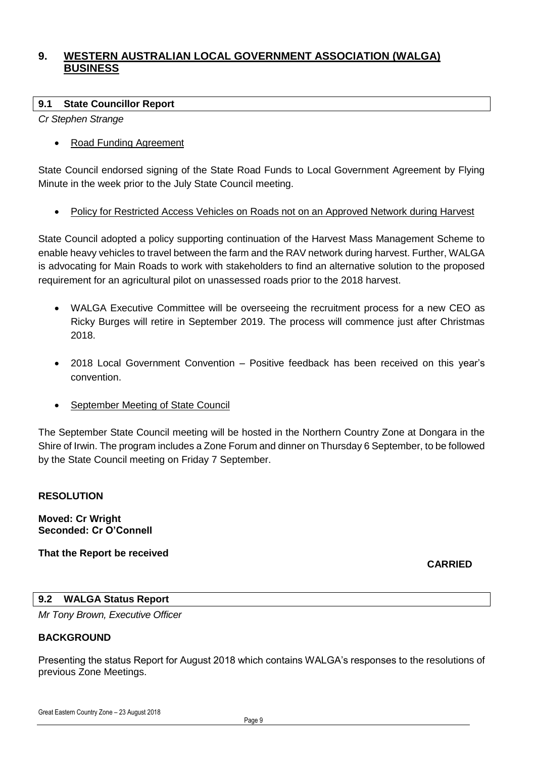## 9. WESTERN AUSTRALIAN LOCAL GOVERNMENT ASSOCIATION (WALGA) BUSINESS

### 9.1 State Councillor Report

*Cr Stephen Strange*

- Road Funding Agreement

State Council endorsed signing of the State Road Funds to Local Government Agreement by Flying Minute in the week prior to the July State Council meeting.

- Policy for Restricted Access Vehicles on Roads not on an Approved Network during Harvest

State Council adopted a policy supporting continuation of the Harvest Mass Management Scheme to enable heavy vehicles to travel between the farm and the RAV network during harvest. Further, WALGA is advocating for Main Roads to work with stakeholders to find an alternative solution to the proposed requirement for an agricultural pilot on unassessed roads prior to the 2018 harvest.

- WALGA Executive Committee will be overseeing the recruitment process for a new CEO as Ricky Burges will retire in September 2019. The process will commence just after Christmas 2018.
- 2018 Local Government Convention – Positive feedback has been received on this year's convention.
- September Meeting of State Council

The September State Council meeting will be hosted in the Northern Country Zone at Dongara in the Shire of Irwin. The program includes a Zone Forum and dinner on Thursday 6 September, to be followed by the State Council meeting on Friday 7 September.

**RESOLUTION**

**Moved: Cr Wright**
**Seconded: Cr O'Connell**

**That the Report be received**

**CARRIED**

### 9.2 WALGA Status Report

*Mr Tony Brown, Executive Officer*

**BACKGROUND**

Presenting the status Report for August 2018 which contains WALGA's responses to the resolutions of previous Zone Meetings.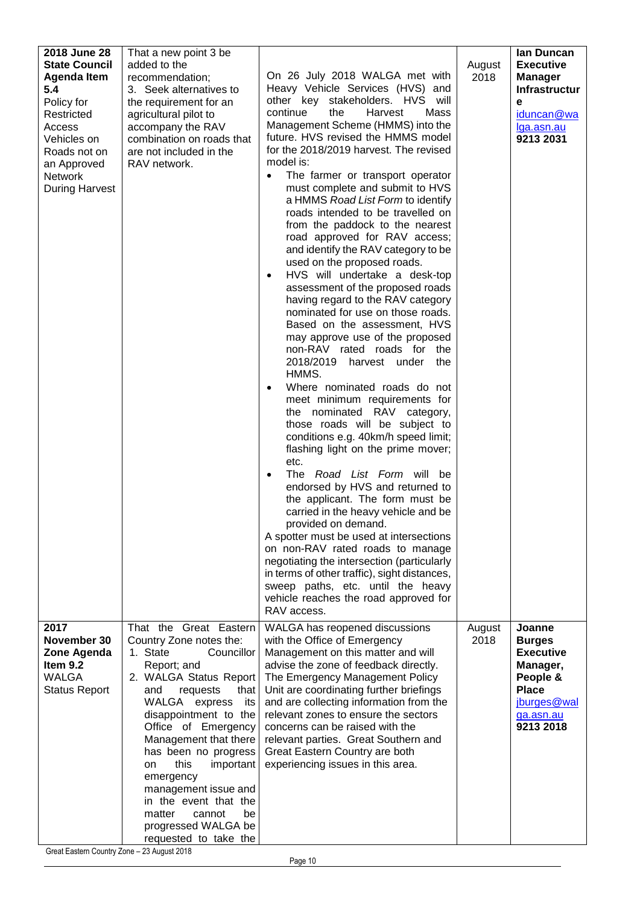| **2018 June 28 State Council Agenda Item 5.4** Policy for Restricted Access Vehicles on Roads not on an Approved Network During Harvest | That a new point 3 be added to the recommendation;<br>3. Seek alternatives to the requirement for an agricultural pilot to accompany the RAV combination on roads that are not included in the RAV network. | On 26 July 2018 WALGA met with Heavy Vehicle Services (HVS) and other key stakeholders. HVS will continue the Harvest Mass Management Scheme (HMMS) into the future. HVS revised the HMMS model for the 2018/2019 harvest. The revised model is:<br>• The farmer or transport operator must complete and submit to HVS a HMMS *Road List Form* to identify roads intended to be travelled on from the paddock to the nearest road approved for RAV access; and identify the RAV category to be used on the proposed roads.<br>• HVS will undertake a desk-top assessment of the proposed roads having regard to the RAV category nominated for use on those roads. Based on the assessment, HVS may approve use of the proposed non-RAV rated roads for the 2018/2019 harvest under the HMMS.<br>• Where nominated roads do not meet minimum requirements for the nominated RAV category, those roads will be subject to conditions e.g. 40km/h speed limit; flashing light on the prime mover; etc.<br>• The *Road List Form* will be endorsed by HVS and returned to the applicant. The form must be carried in the heavy vehicle and be provided on demand.<br>A spotter must be used at intersections on non-RAV rated roads to manage negotiating the intersection (particularly in terms of other traffic), sight distances, sweep paths, etc. until the heavy vehicle reaches the road approved for RAV access. | August 2018 | **Ian Duncan Executive Manager Infrastructure** iduncan@walga.asn.au **9213 2031** |
| **2017 November 30 Zone Agenda Item 9.2** WALGA Status Report | That the Great Eastern Country Zone notes the:<br>1. State Councillor Report; and<br>2. WALGA Status Report and requests that WALGA express its disappointment to the Office of Emergency Management that there has been no progress on this important emergency management issue and in the event that the matter cannot be progressed WALGA be requested to take the | WALGA has reopened discussions with the Office of Emergency Management on this matter and will advise the zone of feedback directly. The Emergency Management Policy Unit are coordinating further briefings and are collecting information from the relevant zones to ensure the sectors concerns can be raised with the relevant parties. Great Southern and Great Eastern Country are both experiencing issues in this area. | August 2018 | **Joanne Burges Executive Manager, People & Place** jburges@walga.asn.au **9213 2018** |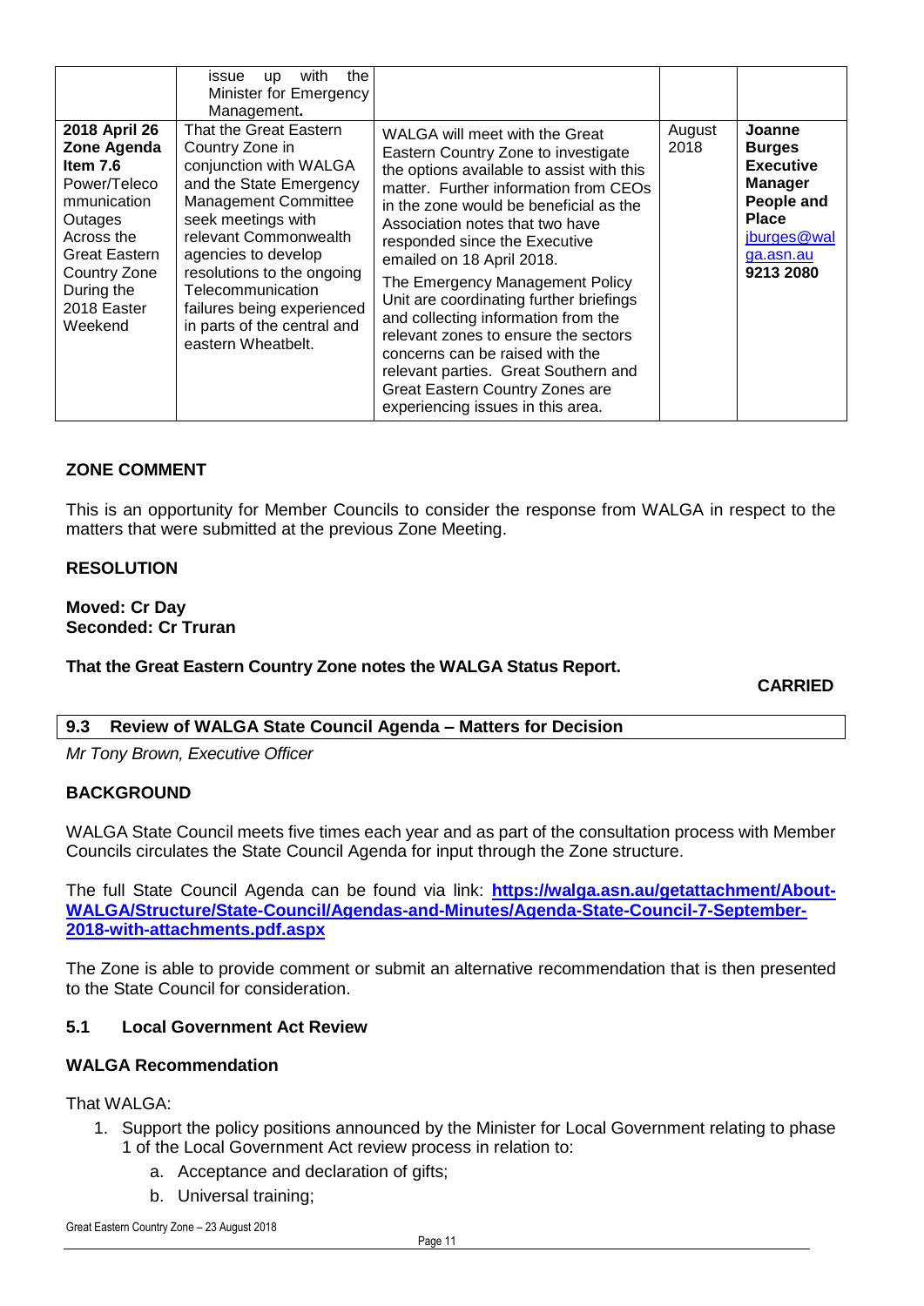| | | | | |
|---|---|---|---|---|
| | issue up with the Minister for Emergency Management**.** | | | |
| **2018 April 26 Zone Agenda Item 7.6** Power/Telecommunication Outages Across the Great Eastern Country Zone During the 2018 Easter Weekend | That the Great Eastern Country Zone in conjunction with WALGA and the State Emergency Management Committee seek meetings with relevant Commonwealth agencies to develop resolutions to the ongoing Telecommunication failures being experienced in parts of the central and eastern Wheatbelt. | WALGA will meet with the Great Eastern Country Zone to investigate the options available to assist with this matter. Further information from CEOs in the zone would be beneficial as the Association notes that two have responded since the Executive emailed on 18 April 2018.<br><br>The Emergency Management Policy Unit are coordinating further briefings and collecting information from the relevant zones to ensure the sectors concerns can be raised with the relevant parties. Great Southern and Great Eastern Country Zones are experiencing issues in this area. | August 2018 | **Joanne Burges Executive Manager People and Place** jburges@walga.asn.au **9213 2080** |

### ZONE COMMENT

This is an opportunity for Member Councils to consider the response from WALGA in respect to the matters that were submitted at the previous Zone Meeting.

### RESOLUTION

**Moved: Cr Day**
**Seconded: Cr Truran**

**That the Great Eastern Country Zone notes the WALGA Status Report.**

**CARRIED**

## 9.3 Review of WALGA State Council Agenda – Matters for Decision

*Mr Tony Brown, Executive Officer*

### BACKGROUND

WALGA State Council meets five times each year and as part of the consultation process with Member Councils circulates the State Council Agenda for input through the Zone structure.

The full State Council Agenda can be found via link: **https://walga.asn.au/getattachment/About-WALGA/Structure/State-Council/Agendas-and-Minutes/Agenda-State-Council-7-September-2018-with-attachments.pdf.aspx**

The Zone is able to provide comment or submit an alternative recommendation that is then presented to the State Council for consideration.

### 5.1 Local Government Act Review

### WALGA Recommendation

That WALGA:

1. Support the policy positions announced by the Minister for Local Government relating to phase 1 of the Local Government Act review process in relation to:
   a. Acceptance and declaration of gifts;
   b. Universal training;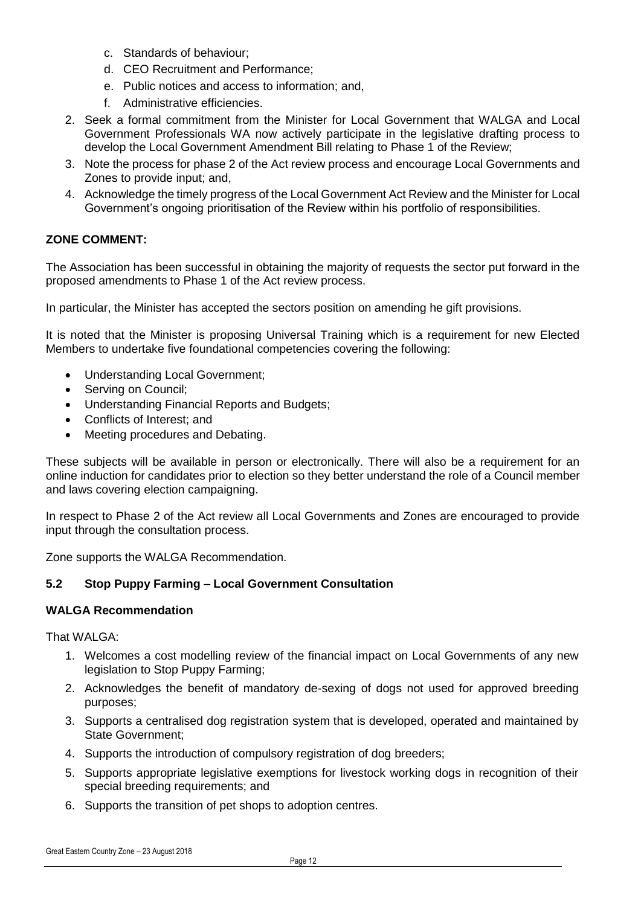c. Standards of behaviour;
d. CEO Recruitment and Performance;
e. Public notices and access to information; and,
f. Administrative efficiencies.

2. Seek a formal commitment from the Minister for Local Government that WALGA and Local Government Professionals WA now actively participate in the legislative drafting process to develop the Local Government Amendment Bill relating to Phase 1 of the Review;
3. Note the process for phase 2 of the Act review process and encourage Local Governments and Zones to provide input; and,
4. Acknowledge the timely progress of the Local Government Act Review and the Minister for Local Government's ongoing prioritisation of the Review within his portfolio of responsibilities.

**ZONE COMMENT:**

The Association has been successful in obtaining the majority of requests the sector put forward in the proposed amendments to Phase 1 of the Act review process.

In particular, the Minister has accepted the sectors position on amending he gift provisions.

It is noted that the Minister is proposing Universal Training which is a requirement for new Elected Members to undertake five foundational competencies covering the following:

- Understanding Local Government;
- Serving on Council;
- Understanding Financial Reports and Budgets;
- Conflicts of Interest; and
- Meeting procedures and Debating.

These subjects will be available in person or electronically. There will also be a requirement for an online induction for candidates prior to election so they better understand the role of a Council member and laws covering election campaigning.

In respect to Phase 2 of the Act review all Local Governments and Zones are encouraged to provide input through the consultation process.

Zone supports the WALGA Recommendation.

### 5.2 Stop Puppy Farming – Local Government Consultation

**WALGA Recommendation**

That WALGA:

1. Welcomes a cost modelling review of the financial impact on Local Governments of any new legislation to Stop Puppy Farming;
2. Acknowledges the benefit of mandatory de-sexing of dogs not used for approved breeding purposes;
3. Supports a centralised dog registration system that is developed, operated and maintained by State Government;
4. Supports the introduction of compulsory registration of dog breeders;
5. Supports appropriate legislative exemptions for livestock working dogs in recognition of their special breeding requirements; and
6. Supports the transition of pet shops to adoption centres.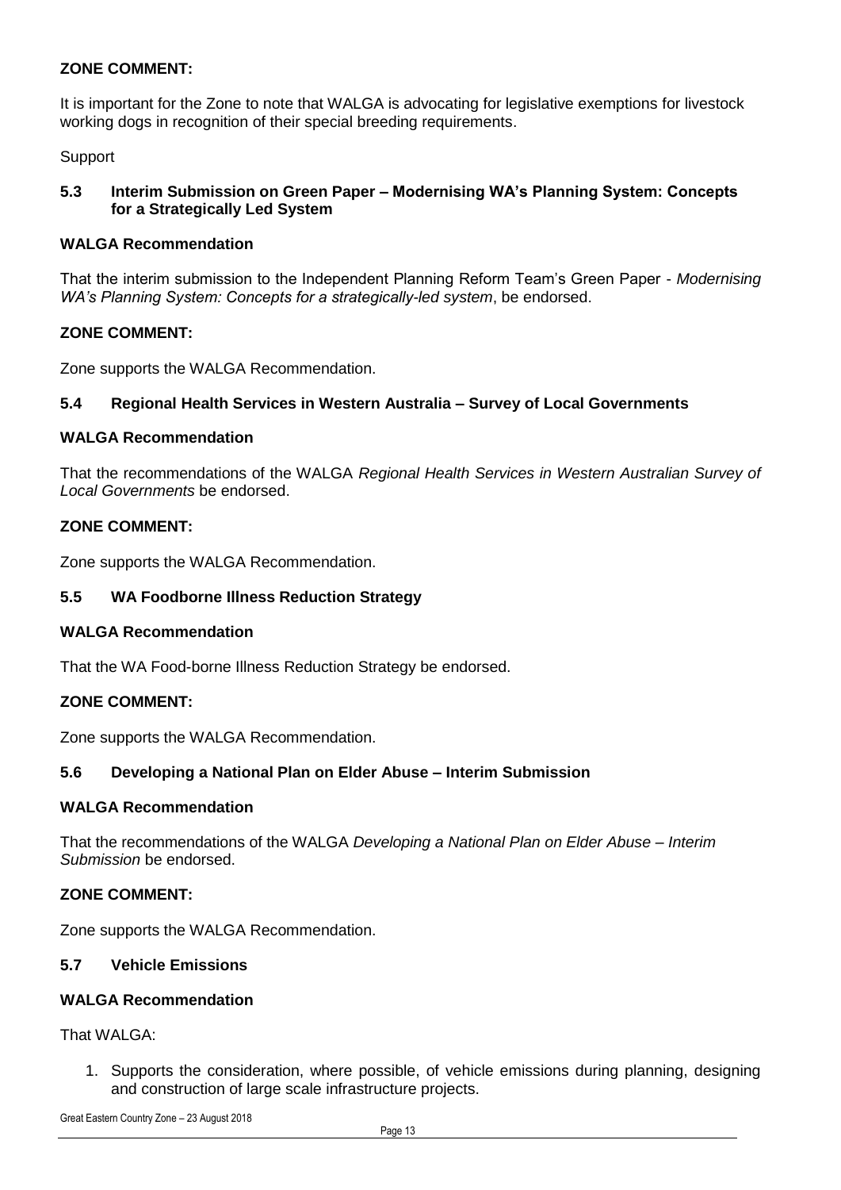**ZONE COMMENT:**

It is important for the Zone to note that WALGA is advocating for legislative exemptions for livestock working dogs in recognition of their special breeding requirements.

Support

### 5.3 Interim Submission on Green Paper – Modernising WA's Planning System: Concepts for a Strategically Led System

**WALGA Recommendation**

That the interim submission to the Independent Planning Reform Team's Green Paper - *Modernising WA's Planning System: Concepts for a strategically-led system*, be endorsed.

**ZONE COMMENT:**

Zone supports the WALGA Recommendation.

### 5.4 Regional Health Services in Western Australia – Survey of Local Governments

**WALGA Recommendation**

That the recommendations of the WALGA *Regional Health Services in Western Australian Survey of Local Governments* be endorsed.

**ZONE COMMENT:**

Zone supports the WALGA Recommendation.

### 5.5 WA Foodborne Illness Reduction Strategy

**WALGA Recommendation**

That the WA Food-borne Illness Reduction Strategy be endorsed.

**ZONE COMMENT:**

Zone supports the WALGA Recommendation.

### 5.6 Developing a National Plan on Elder Abuse – Interim Submission

**WALGA Recommendation**

That the recommendations of the WALGA *Developing a National Plan on Elder Abuse – Interim Submission* be endorsed.

**ZONE COMMENT:**

Zone supports the WALGA Recommendation.

### 5.7 Vehicle Emissions

**WALGA Recommendation**

That WALGA:

1. Supports the consideration, where possible, of vehicle emissions during planning, designing and construction of large scale infrastructure projects.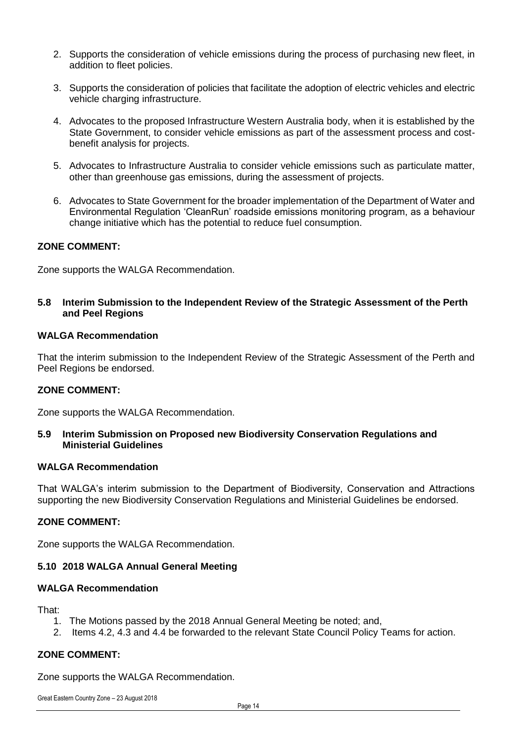2. Supports the consideration of vehicle emissions during the process of purchasing new fleet, in addition to fleet policies.

3. Supports the consideration of policies that facilitate the adoption of electric vehicles and electric vehicle charging infrastructure.

4. Advocates to the proposed Infrastructure Western Australia body, when it is established by the State Government, to consider vehicle emissions as part of the assessment process and cost-benefit analysis for projects.

5. Advocates to Infrastructure Australia to consider vehicle emissions such as particulate matter, other than greenhouse gas emissions, during the assessment of projects.

6. Advocates to State Government for the broader implementation of the Department of Water and Environmental Regulation 'CleanRun' roadside emissions monitoring program, as a behaviour change initiative which has the potential to reduce fuel consumption.

**ZONE COMMENT:**

Zone supports the WALGA Recommendation.

### 5.8 Interim Submission to the Independent Review of the Strategic Assessment of the Perth and Peel Regions

**WALGA Recommendation**

That the interim submission to the Independent Review of the Strategic Assessment of the Perth and Peel Regions be endorsed.

**ZONE COMMENT:**

Zone supports the WALGA Recommendation.

### 5.9 Interim Submission on Proposed new Biodiversity Conservation Regulations and Ministerial Guidelines

**WALGA Recommendation**

That WALGA's interim submission to the Department of Biodiversity, Conservation and Attractions supporting the new Biodiversity Conservation Regulations and Ministerial Guidelines be endorsed.

**ZONE COMMENT:**

Zone supports the WALGA Recommendation.

### 5.10 2018 WALGA Annual General Meeting

**WALGA Recommendation**

That:

1. The Motions passed by the 2018 Annual General Meeting be noted; and,
2. Items 4.2, 4.3 and 4.4 be forwarded to the relevant State Council Policy Teams for action.

**ZONE COMMENT:**

Zone supports the WALGA Recommendation.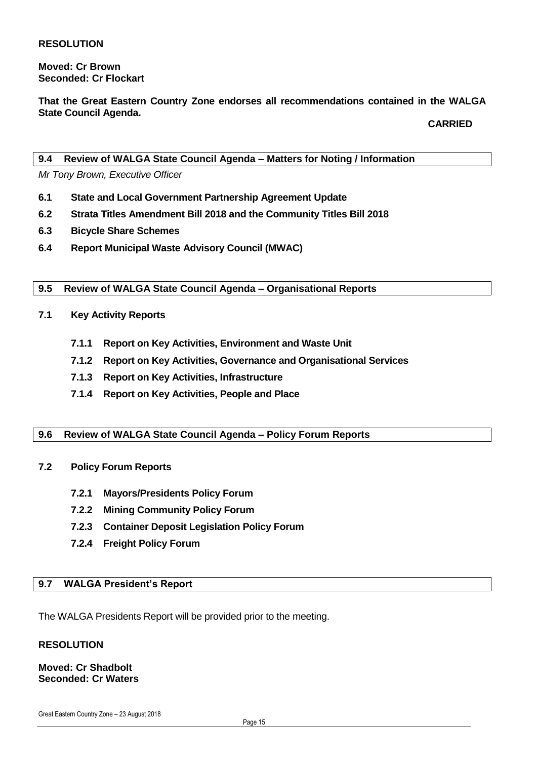**RESOLUTION**

**Moved: Cr Brown**
**Seconded: Cr Flockart**

**That the Great Eastern Country Zone endorses all recommendations contained in the WALGA State Council Agenda.**

**CARRIED**

## 9.4 Review of WALGA State Council Agenda – Matters for Noting / Information

*Mr Tony Brown, Executive Officer*

- **6.1 State and Local Government Partnership Agreement Update**
- **6.2 Strata Titles Amendment Bill 2018 and the Community Titles Bill 2018**
- **6.3 Bicycle Share Schemes**
- **6.4 Report Municipal Waste Advisory Council (MWAC)**

## 9.5 Review of WALGA State Council Agenda – Organisational Reports

**7.1 Key Activity Reports**

- **7.1.1 Report on Key Activities, Environment and Waste Unit**
- **7.1.2 Report on Key Activities, Governance and Organisational Services**
- **7.1.3 Report on Key Activities, Infrastructure**
- **7.1.4 Report on Key Activities, People and Place**

## 9.6 Review of WALGA State Council Agenda – Policy Forum Reports

**7.2 Policy Forum Reports**

- **7.2.1 Mayors/Presidents Policy Forum**
- **7.2.2 Mining Community Policy Forum**
- **7.2.3 Container Deposit Legislation Policy Forum**
- **7.2.4 Freight Policy Forum**

## 9.7 WALGA President's Report

The WALGA Presidents Report will be provided prior to the meeting.

**RESOLUTION**

**Moved: Cr Shadbolt**
**Seconded: Cr Waters**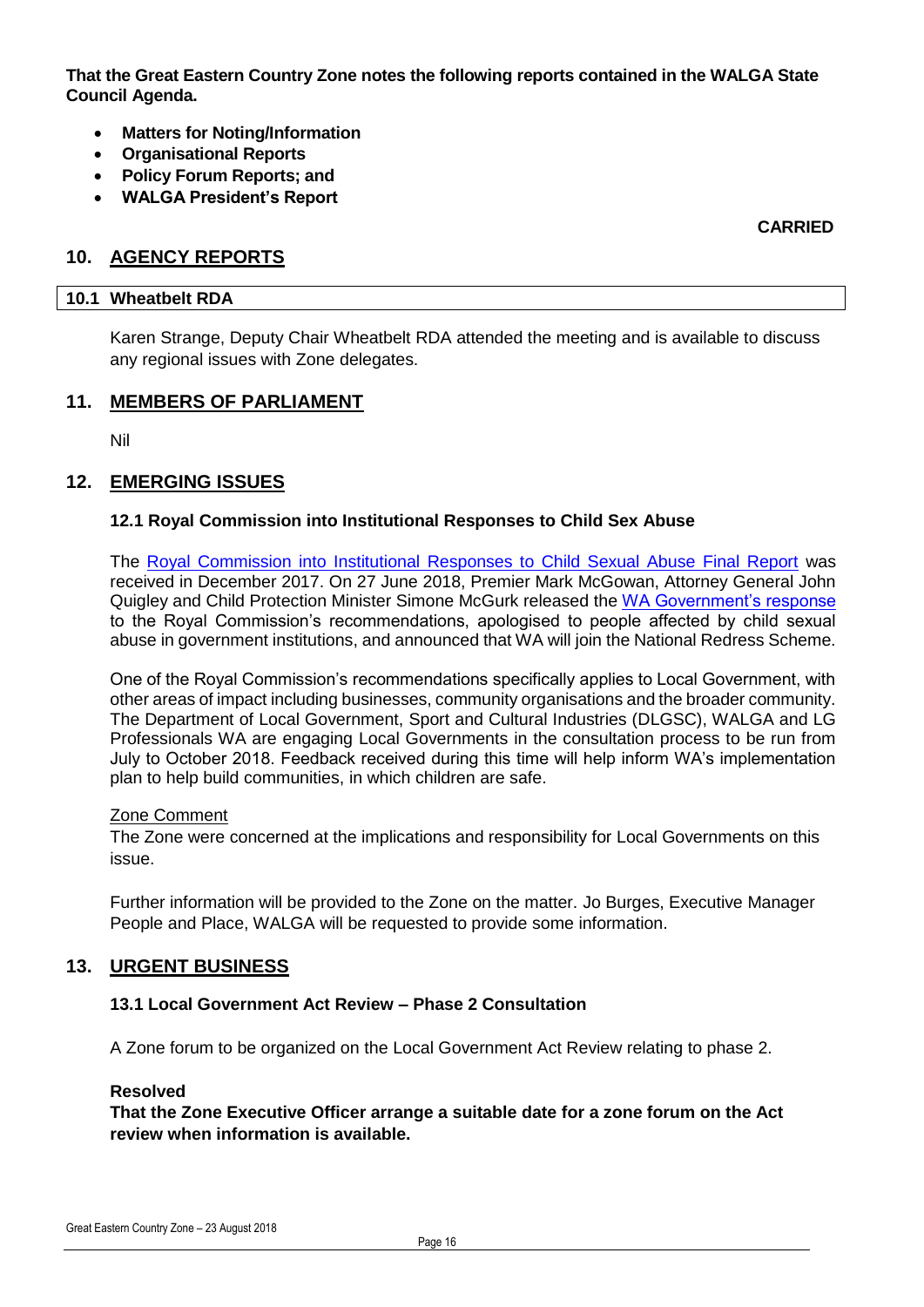**That the Great Eastern Country Zone notes the following reports contained in the WALGA State Council Agenda.**

- **Matters for Noting/Information**
- **Organisational Reports**
- **Policy Forum Reports; and**
- **WALGA President's Report**

**CARRIED**

## 10. AGENCY REPORTS

### 10.1 Wheatbelt RDA

Karen Strange, Deputy Chair Wheatbelt RDA attended the meeting and is available to discuss any regional issues with Zone delegates.

## 11. MEMBERS OF PARLIAMENT

Nil

## 12. EMERGING ISSUES

### 12.1 Royal Commission into Institutional Responses to Child Sex Abuse

The Royal Commission into Institutional Responses to Child Sexual Abuse Final Report was received in December 2017. On 27 June 2018, Premier Mark McGowan, Attorney General John Quigley and Child Protection Minister Simone McGurk released the WA Government's response to the Royal Commission's recommendations, apologised to people affected by child sexual abuse in government institutions, and announced that WA will join the National Redress Scheme.

One of the Royal Commission's recommendations specifically applies to Local Government, with other areas of impact including businesses, community organisations and the broader community. The Department of Local Government, Sport and Cultural Industries (DLGSC), WALGA and LG Professionals WA are engaging Local Governments in the consultation process to be run from July to October 2018. Feedback received during this time will help inform WA's implementation plan to help build communities, in which children are safe.

Zone Comment

The Zone were concerned at the implications and responsibility for Local Governments on this issue.

Further information will be provided to the Zone on the matter. Jo Burges, Executive Manager People and Place, WALGA will be requested to provide some information.

## 13. URGENT BUSINESS

### 13.1 Local Government Act Review – Phase 2 Consultation

A Zone forum to be organized on the Local Government Act Review relating to phase 2.

**Resolved**

**That the Zone Executive Officer arrange a suitable date for a zone forum on the Act review when information is available.**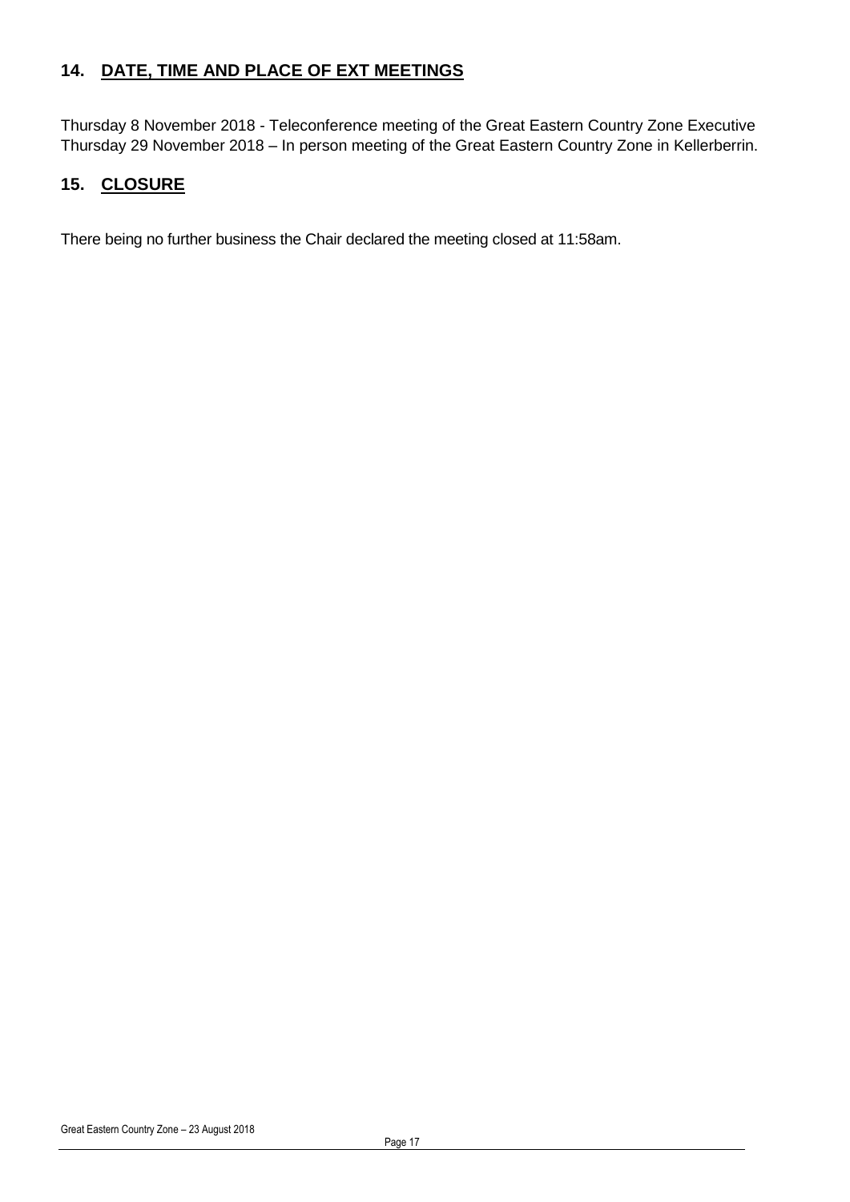## 14. DATE, TIME AND PLACE OF EXT MEETINGS

Thursday 8 November 2018 - Teleconference meeting of the Great Eastern Country Zone Executive
Thursday 29 November 2018 – In person meeting of the Great Eastern Country Zone in Kellerberrin.

## 15. CLOSURE

There being no further business the Chair declared the meeting closed at 11:58am.